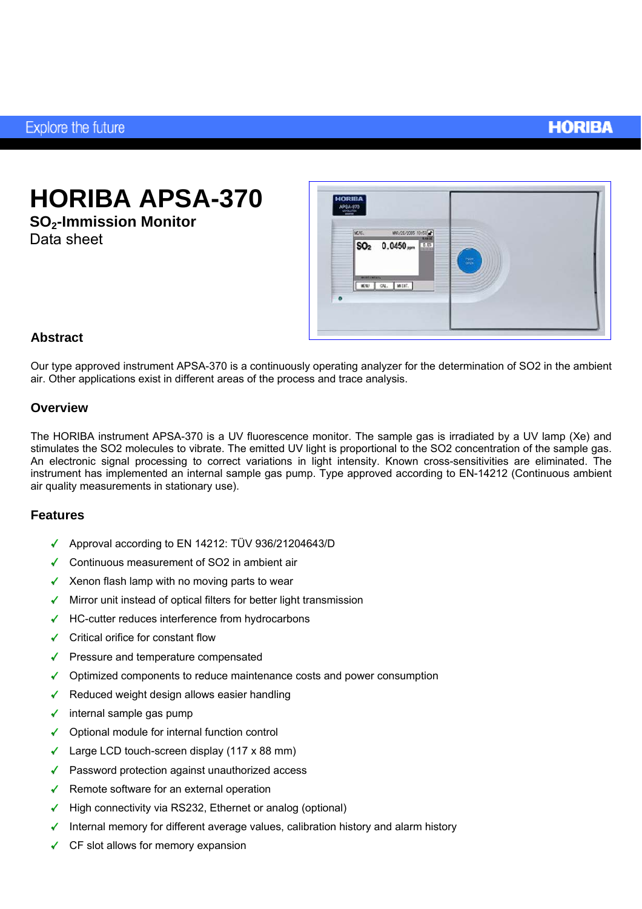# HORIBA APSA-370

**$SO_2$-Immission Monitor**

Data sheet

### Abstract

Our type approved instrument APSA-370 is a continuously operating analyzer for the determination of SO2 in the ambient air. Other applications exist in different areas of the process and trace analysis.

### Overview

The HORIBA instrument APSA-370 is a UV fluorescence monitor. The sample gas is irradiated by a UV lamp (Xe) and stimulates the SO2 molecules to vibrate. The emitted UV light is proportional to the SO2 concentration of the sample gas. An electronic signal processing to correct variations in light intensity. Known cross-sensitivities are eliminated. The instrument has implemented an internal sample gas pump. Type approved according to EN-14212 (Continuous ambient air quality measurements in stationary use).

### Features

- ✓ Approval according to EN 14212: TÜV 936/21204643/D
- ✓ Continuous measurement of SO2 in ambient air
- ✓ Xenon flash lamp with no moving parts to wear
- ✓ Mirror unit instead of optical filters for better light transmission
- ✓ HC-cutter reduces interference from hydrocarbons
- ✓ Critical orifice for constant flow
- ✓ Pressure and temperature compensated
- ✓ Optimized components to reduce maintenance costs and power consumption
- ✓ Reduced weight design allows easier handling
- ✓ internal sample gas pump
- ✓ Optional module for internal function control
- ✓ Large LCD touch-screen display (117 x 88 mm)
- ✓ Password protection against unauthorized access
- ✓ Remote software for an external operation
- ✓ High connectivity via RS232, Ethernet or analog (optional)
- ✓ Internal memory for different average values, calibration history and alarm history
- ✓ CF slot allows for memory expansion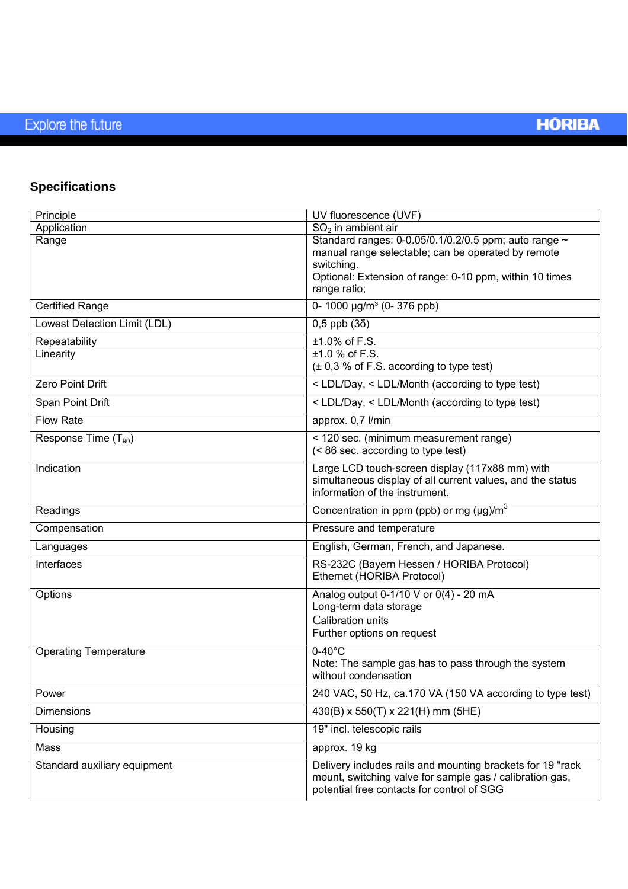## Specifications

| | |
|---|---|
| Principle | UV fluorescence (UVF) |
| Application | $SO_2$ in ambient air |
| Range | Standard ranges: 0-0.05/0.1/0.2/0.5 ppm; auto range ~ manual range selectable; can be operated by remote switching.<br>Optional: Extension of range: 0-10 ppm, within 10 times range ratio; |
| Certified Range | 0- 1000 µg/m³ (0- 376 ppb) |
| Lowest Detection Limit (LDL) | 0,5 ppb (3δ) |
| Repeatability | ±1.0% of F.S. |
| Linearity | ±1.0 % of F.S.<br>(± 0,3 % of F.S. according to type test) |
| Zero Point Drift | < LDL/Day, < LDL/Month (according to type test) |
| Span Point Drift | < LDL/Day, < LDL/Month (according to type test) |
| Flow Rate | approx. 0,7 l/min |
| Response Time ($T_{90}$) | < 120 sec. (minimum measurement range)<br>(< 86 sec. according to type test) |
| Indication | Large LCD touch-screen display (117x88 mm) with simultaneous display of all current values, and the status information of the instrument. |
| Readings | Concentration in ppm (ppb) or mg (µg)/$m^3$ |
| Compensation | Pressure and temperature |
| Languages | English, German, French, and Japanese. |
| Interfaces | RS-232C (Bayern Hessen / HORIBA Protocol)<br>Ethernet (HORIBA Protocol) |
| Options | Analog output 0-1/10 V or 0(4) - 20 mA<br>Long-term data storage<br>Calibration units<br>Further options on request |
| Operating Temperature | 0-40°C<br>Note: The sample gas has to pass through the system without condensation |
| Power | 240 VAC, 50 Hz, ca.170 VA (150 VA according to type test) |
| Dimensions | 430(B) x 550(T) x 221(H) mm (5HE) |
| Housing | 19" incl. telescopic rails |
| Mass | approx. 19 kg |
| Standard auxiliary equipment | Delivery includes rails and mounting brackets for 19 "rack mount, switching valve for sample gas / calibration gas, potential free contacts for control of SGG |